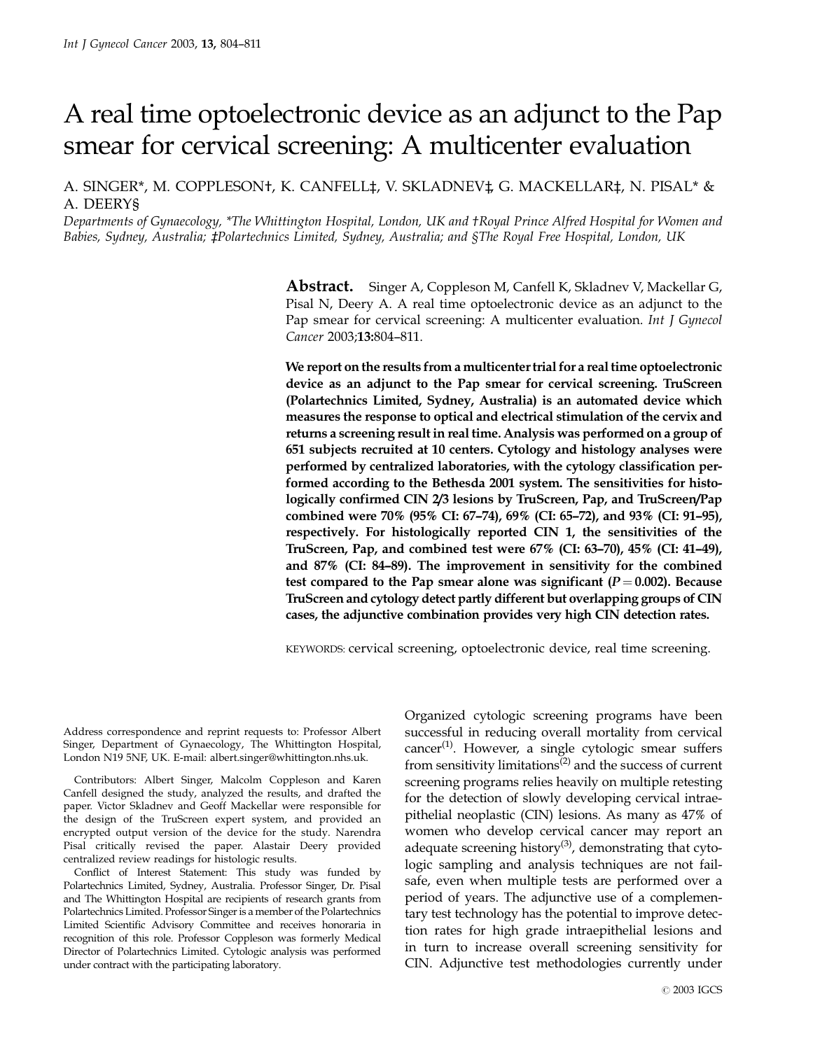# A real time optoelectronic device as an adjunct to the Pap smear for cervical screening: A multicenter evaluation

A. SINGER*, M. COPPLESON†, K. CANFELL‡, V. SKLADNEV‡, G. MACKELLAR‡, N. PISAL* & A. DEERY§

*Departments of Gynaecology, \*The Whittington Hospital, London, UK and †Royal Prince Alfred Hospital for Women and Babies, Sydney, Australia; ‡Polartechnics Limited, Sydney, Australia; and §The Royal Free Hospital, London, UK*

**Abstract.** Singer A, Coppleson M, Canfell K, Skladnev V, Mackellar G, Pisal N, Deery A. A real time optoelectronic device as an adjunct to the Pap smear for cervical screening: A multicenter evaluation. *Int J Gynecol Cancer* 2003;**13**:804–811.

**We report on the results from a multicenter trial for a real time optoelectronic device as an adjunct to the Pap smear for cervical screening. TruScreen (Polartechnics Limited, Sydney, Australia) is an automated device which measures the response to optical and electrical stimulation of the cervix and returns a screening result in real time. Analysis was performed on a group of 651 subjects recruited at 10 centers. Cytology and histology analyses were performed by centralized laboratories, with the cytology classification performed according to the Bethesda 2001 system. The sensitivities for histologically confirmed CIN 2/3 lesions by TruScreen, Pap, and TruScreen/Pap combined were 70% (95% CI: 67–74), 69% (CI: 65–72), and 93% (CI: 91–95), respectively. For histologically reported CIN 1, the sensitivities of the TruScreen, Pap, and combined test were 67% (CI: 63–70), 45% (CI: 41–49), and 87% (CI: 84–89). The improvement in sensitivity for the combined test compared to the Pap smear alone was significant ($P = 0.002$). Because TruScreen and cytology detect partly different but overlapping groups of CIN cases, the adjunctive combination provides very high CIN detection rates.**

KEYWORDS: cervical screening, optoelectronic device, real time screening.

Address correspondence and reprint requests to: Professor Albert Singer, Department of Gynaecology, The Whittington Hospital, London N19 5NF, UK. E-mail: albert.singer@whittington.nhs.uk.

Contributors: Albert Singer, Malcolm Coppleson and Karen Canfell designed the study, analyzed the results, and drafted the paper. Victor Skladnev and Geoff Mackellar were responsible for the design of the TruScreen expert system, and provided an encrypted output version of the device for the study. Narendra Pisal critically revised the paper. Alastair Deery provided centralized review readings for histologic results.

Conflict of Interest Statement: This study was funded by Polartechnics Limited, Sydney, Australia. Professor Singer, Dr. Pisal and The Whittington Hospital are recipients of research grants from Polartechnics Limited. Professor Singer is a member of the Polartechnics Limited Scientific Advisory Committee and receives honoraria in recognition of this role. Professor Coppleson was formerly Medical Director of Polartechnics Limited. Cytologic analysis was performed under contract with the participating laboratory.

Organized cytologic screening programs have been successful in reducing overall mortality from cervical cancer[1]. However, a single cytologic smear suffers from sensitivity limitations[2] and the success of current screening programs relies heavily on multiple retesting for the detection of slowly developing cervical intraepithelial neoplastic (CIN) lesions. As many as 47% of women who develop cervical cancer may report an adequate screening history[3], demonstrating that cytologic sampling and analysis techniques are not fail-safe, even when multiple tests are performed over a period of years. The adjunctive use of a complementary test technology has the potential to improve detection rates for high grade intraepithelial lesions and in turn to increase overall screening sensitivity for CIN. Adjunctive test methodologies currently under

© 2003 IGCS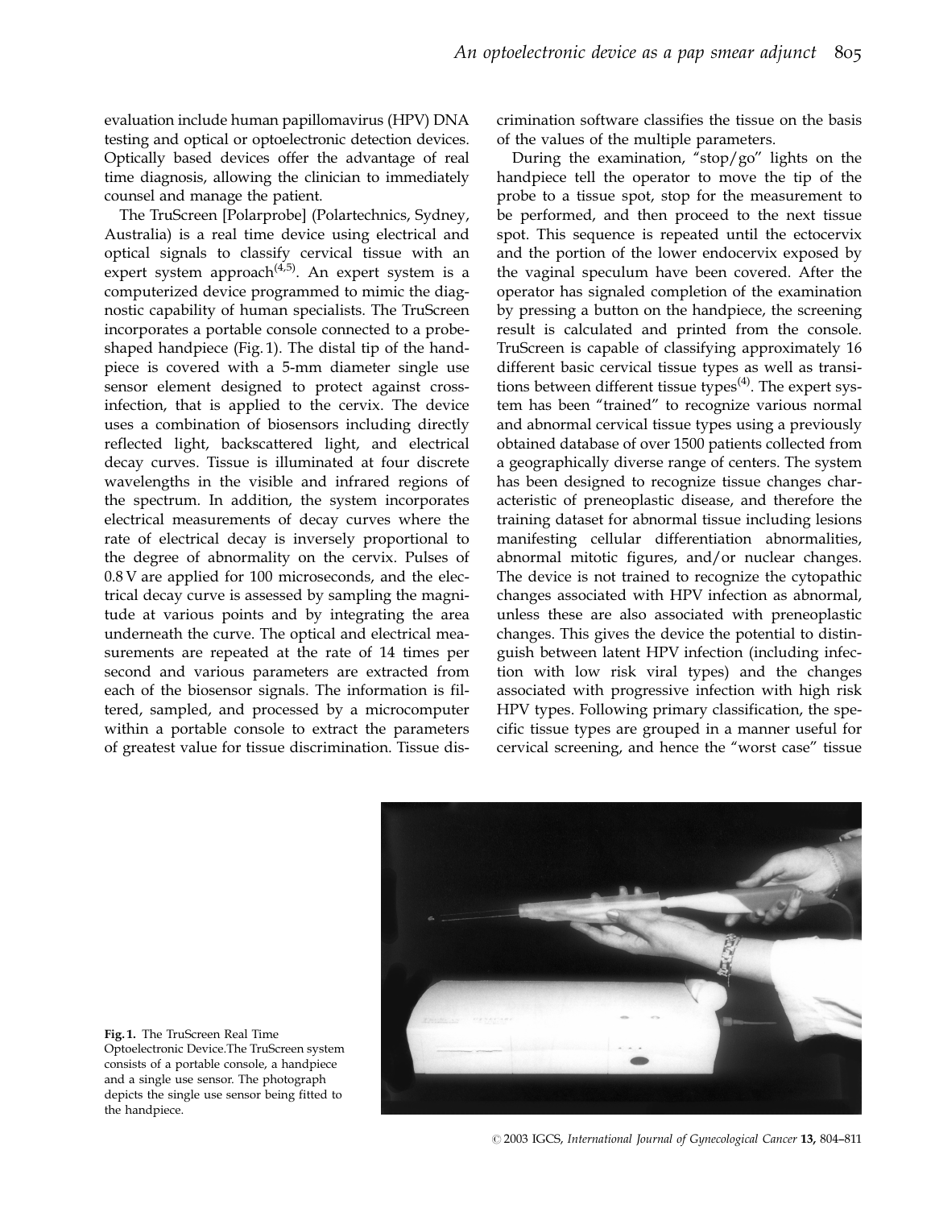evaluation include human papillomavirus (HPV) DNA testing and optical or optoelectronic detection devices. Optically based devices offer the advantage of real time diagnosis, allowing the clinician to immediately counsel and manage the patient.

The TruScreen [Polarprobe] (Polartechnics, Sydney, Australia) is a real time device using electrical and optical signals to classify cervical tissue with an expert system approach[4,5]. An expert system is a computerized device programmed to mimic the diagnostic capability of human specialists. The TruScreen incorporates a portable console connected to a probe-shaped handpiece (Fig. 1). The distal tip of the handpiece is covered with a 5-mm diameter single use sensor element designed to protect against cross-infection, that is applied to the cervix. The device uses a combination of biosensors including directly reflected light, backscattered light, and electrical decay curves. Tissue is illuminated at four discrete wavelengths in the visible and infrared regions of the spectrum. In addition, the system incorporates electrical measurements of decay curves where the rate of electrical decay is inversely proportional to the degree of abnormality on the cervix. Pulses of 0.8 V are applied for 100 microseconds, and the electrical decay curve is assessed by sampling the magnitude at various points and by integrating the area underneath the curve. The optical and electrical measurements are repeated at the rate of 14 times per second and various parameters are extracted from each of the biosensor signals. The information is filtered, sampled, and processed by a microcomputer within a portable console to extract the parameters of greatest value for tissue discrimination. Tissue discrimination software classifies the tissue on the basis of the values of the multiple parameters.

During the examination, "stop/go" lights on the handpiece tell the operator to move the tip of the probe to a tissue spot, stop for the measurement to be performed, and then proceed to the next tissue spot. This sequence is repeated until the ectocervix and the portion of the lower endocervix exposed by the vaginal speculum have been covered. After the operator has signaled completion of the examination by pressing a button on the handpiece, the screening result is calculated and printed from the console. TruScreen is capable of classifying approximately 16 different basic cervical tissue types as well as transitions between different tissue types[4]. The expert system has been "trained" to recognize various normal and abnormal cervical tissue types using a previously obtained database of over 1500 patients collected from a geographically diverse range of centers. The system has been designed to recognize tissue changes characteristic of preneoplastic disease, and therefore the training dataset for abnormal tissue including lesions manifesting cellular differentiation abnormalities, abnormal mitotic figures, and/or nuclear changes. The device is not trained to recognize the cytopathic changes associated with HPV infection as abnormal, unless these are also associated with preneoplastic changes. This gives the device the potential to distinguish between latent HPV infection (including infection with low risk viral types) and the changes associated with progressive infection with high risk HPV types. Following primary classification, the specific tissue types are grouped in a manner useful for cervical screening, and hence the "worst case" tissue

**Fig. 1.** The TruScreen Real Time Optoelectronic Device.The TruScreen system consists of a portable console, a handpiece and a single use sensor. The photograph depicts the single use sensor being fitted to the handpiece.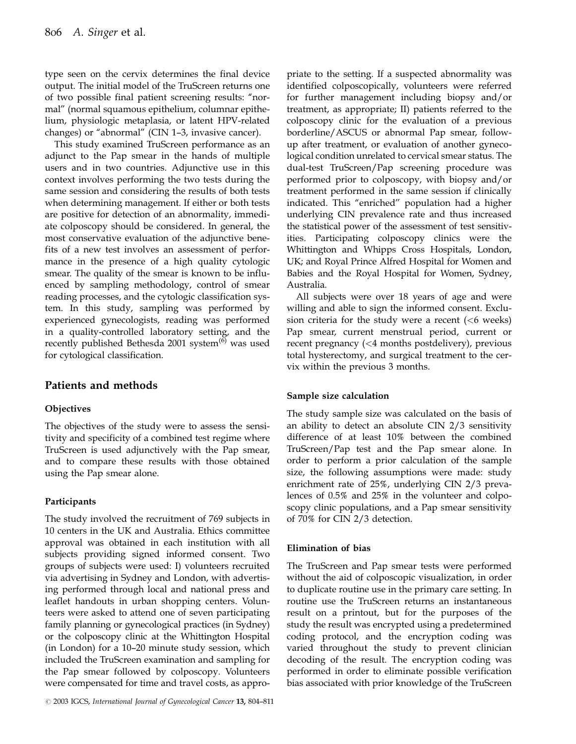type seen on the cervix determines the final device output. The initial model of the TruScreen returns one of two possible final patient screening results: "normal" (normal squamous epithelium, columnar epithelium, physiologic metaplasia, or latent HPV-related changes) or "abnormal" (CIN 1–3, invasive cancer).

This study examined TruScreen performance as an adjunct to the Pap smear in the hands of multiple users and in two countries. Adjunctive use in this context involves performing the two tests during the same session and considering the results of both tests when determining management. If either or both tests are positive for detection of an abnormality, immediate colposcopy should be considered. In general, the most conservative evaluation of the adjunctive benefits of a new test involves an assessment of performance in the presence of a high quality cytologic smear. The quality of the smear is known to be influenced by sampling methodology, control of smear reading processes, and the cytologic classification system. In this study, sampling was performed by experienced gynecologists, reading was performed in a quality-controlled laboratory setting, and the recently published Bethesda 2001 system[6] was used for cytological classification.

## Patients and methods

### Objectives

The objectives of the study were to assess the sensitivity and specificity of a combined test regime where TruScreen is used adjunctively with the Pap smear, and to compare these results with those obtained using the Pap smear alone.

### Participants

The study involved the recruitment of 769 subjects in 10 centers in the UK and Australia. Ethics committee approval was obtained in each institution with all subjects providing signed informed consent. Two groups of subjects were used: I) volunteers recruited via advertising in Sydney and London, with advertising performed through local and national press and leaflet handouts in urban shopping centers. Volunteers were asked to attend one of seven participating family planning or gynecological practices (in Sydney) or the colposcopy clinic at the Whittington Hospital (in London) for a 10–20 minute study session, which included the TruScreen examination and sampling for the Pap smear followed by colposcopy. Volunteers were compensated for time and travel costs, as appropriate to the setting. If a suspected abnormality was identified colposcopically, volunteers were referred for further management including biopsy and/or treatment, as appropriate; II) patients referred to the colposcopy clinic for the evaluation of a previous borderline/ASCUS or abnormal Pap smear, follow-up after treatment, or evaluation of another gynecological condition unrelated to cervical smear status. The dual-test TruScreen/Pap screening procedure was performed prior to colposcopy, with biopsy and/or treatment performed in the same session if clinically indicated. This "enriched" population had a higher underlying CIN prevalence rate and thus increased the statistical power of the assessment of test sensitivities. Participating colposcopy clinics were the Whittington and Whipps Cross Hospitals, London, UK; and Royal Prince Alfred Hospital for Women and Babies and the Royal Hospital for Women, Sydney, Australia.

All subjects were over 18 years of age and were willing and able to sign the informed consent. Exclusion criteria for the study were a recent (<6 weeks) Pap smear, current menstrual period, current or recent pregnancy (<4 months postdelivery), previous total hysterectomy, and surgical treatment to the cervix within the previous 3 months.

### Sample size calculation

The study sample size was calculated on the basis of an ability to detect an absolute CIN 2/3 sensitivity difference of at least 10% between the combined TruScreen/Pap test and the Pap smear alone. In order to perform a prior calculation of the sample size, the following assumptions were made: study enrichment rate of 25%, underlying CIN 2/3 prevalences of 0.5% and 25% in the volunteer and colposcopy clinic populations, and a Pap smear sensitivity of 70% for CIN 2/3 detection.

### Elimination of bias

The TruScreen and Pap smear tests were performed without the aid of colposcopic visualization, in order to duplicate routine use in the primary care setting. In routine use the TruScreen returns an instantaneous result on a printout, but for the purposes of the study the result was encrypted using a predetermined coding protocol, and the encryption coding was varied throughout the study to prevent clinician decoding of the result. The encryption coding was performed in order to eliminate possible verification bias associated with prior knowledge of the TruScreen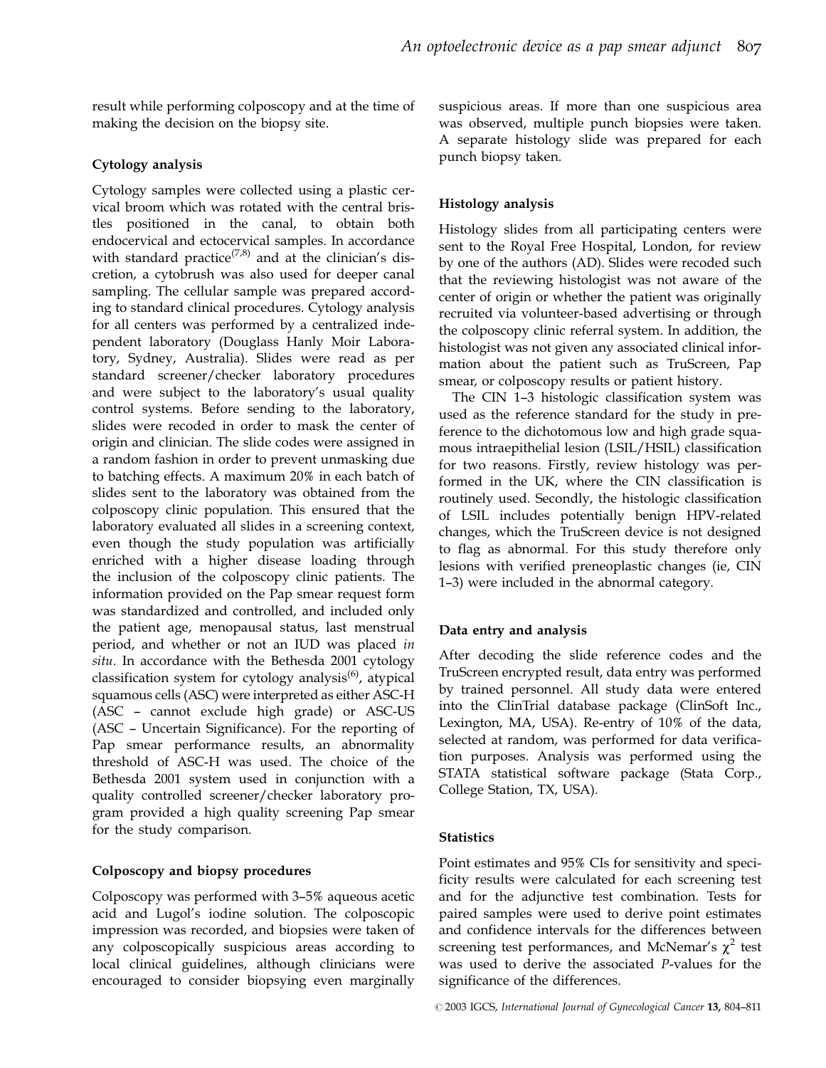result while performing colposcopy and at the time of making the decision on the biopsy site.

### Cytology analysis

Cytology samples were collected using a plastic cervical broom which was rotated with the central bristles positioned in the canal, to obtain both endocervical and ectocervical samples. In accordance with standard practice[7,8] and at the clinician's discretion, a cytobrush was also used for deeper canal sampling. The cellular sample was prepared according to standard clinical procedures. Cytology analysis for all centers was performed by a centralized independent laboratory (Douglass Hanly Moir Laboratory, Sydney, Australia). Slides were read as per standard screener/checker laboratory procedures and were subject to the laboratory's usual quality control systems. Before sending to the laboratory, slides were recoded in order to mask the center of origin and clinician. The slide codes were assigned in a random fashion in order to prevent unmasking due to batching effects. A maximum 20% in each batch of slides sent to the laboratory was obtained from the colposcopy clinic population. This ensured that the laboratory evaluated all slides in a screening context, even though the study population was artificially enriched with a higher disease loading through the inclusion of the colposcopy clinic patients. The information provided on the Pap smear request form was standardized and controlled, and included only the patient age, menopausal status, last menstrual period, and whether or not an IUD was placed *in situ*. In accordance with the Bethesda 2001 cytology classification system for cytology analysis[6], atypical squamous cells (ASC) were interpreted as either ASC-H (ASC – cannot exclude high grade) or ASC-US (ASC – Uncertain Significance). For the reporting of Pap smear performance results, an abnormality threshold of ASC-H was used. The choice of the Bethesda 2001 system used in conjunction with a quality controlled screener/checker laboratory program provided a high quality screening Pap smear for the study comparison.

### Colposcopy and biopsy procedures

Colposcopy was performed with 3–5% aqueous acetic acid and Lugol's iodine solution. The colposcopic impression was recorded, and biopsies were taken of any colposcopically suspicious areas according to local clinical guidelines, although clinicians were encouraged to consider biopsying even marginally suspicious areas. If more than one suspicious area was observed, multiple punch biopsies were taken. A separate histology slide was prepared for each punch biopsy taken.

### Histology analysis

Histology slides from all participating centers were sent to the Royal Free Hospital, London, for review by one of the authors (AD). Slides were recoded such that the reviewing histologist was not aware of the center of origin or whether the patient was originally recruited via volunteer-based advertising or through the colposcopy clinic referral system. In addition, the histologist was not given any associated clinical information about the patient such as TruScreen, Pap smear, or colposcopy results or patient history.

The CIN 1–3 histologic classification system was used as the reference standard for the study in preference to the dichotomous low and high grade squamous intraepithelial lesion (LSIL/HSIL) classification for two reasons. Firstly, review histology was performed in the UK, where the CIN classification is routinely used. Secondly, the histologic classification of LSIL includes potentially benign HPV-related changes, which the TruScreen device is not designed to flag as abnormal. For this study therefore only lesions with verified preneoplastic changes (ie, CIN 1–3) were included in the abnormal category.

### Data entry and analysis

After decoding the slide reference codes and the TruScreen encrypted result, data entry was performed by trained personnel. All study data were entered into the ClinTrial database package (ClinSoft Inc., Lexington, MA, USA). Re-entry of 10% of the data, selected at random, was performed for data verification purposes. Analysis was performed using the STATA statistical software package (Stata Corp., College Station, TX, USA).

### Statistics

Point estimates and 95% CIs for sensitivity and specificity results were calculated for each screening test and for the adjunctive test combination. Tests for paired samples were used to derive point estimates and confidence intervals for the differences between screening test performances, and McNemar's $\chi^2$ test was used to derive the associated *P*-values for the significance of the differences.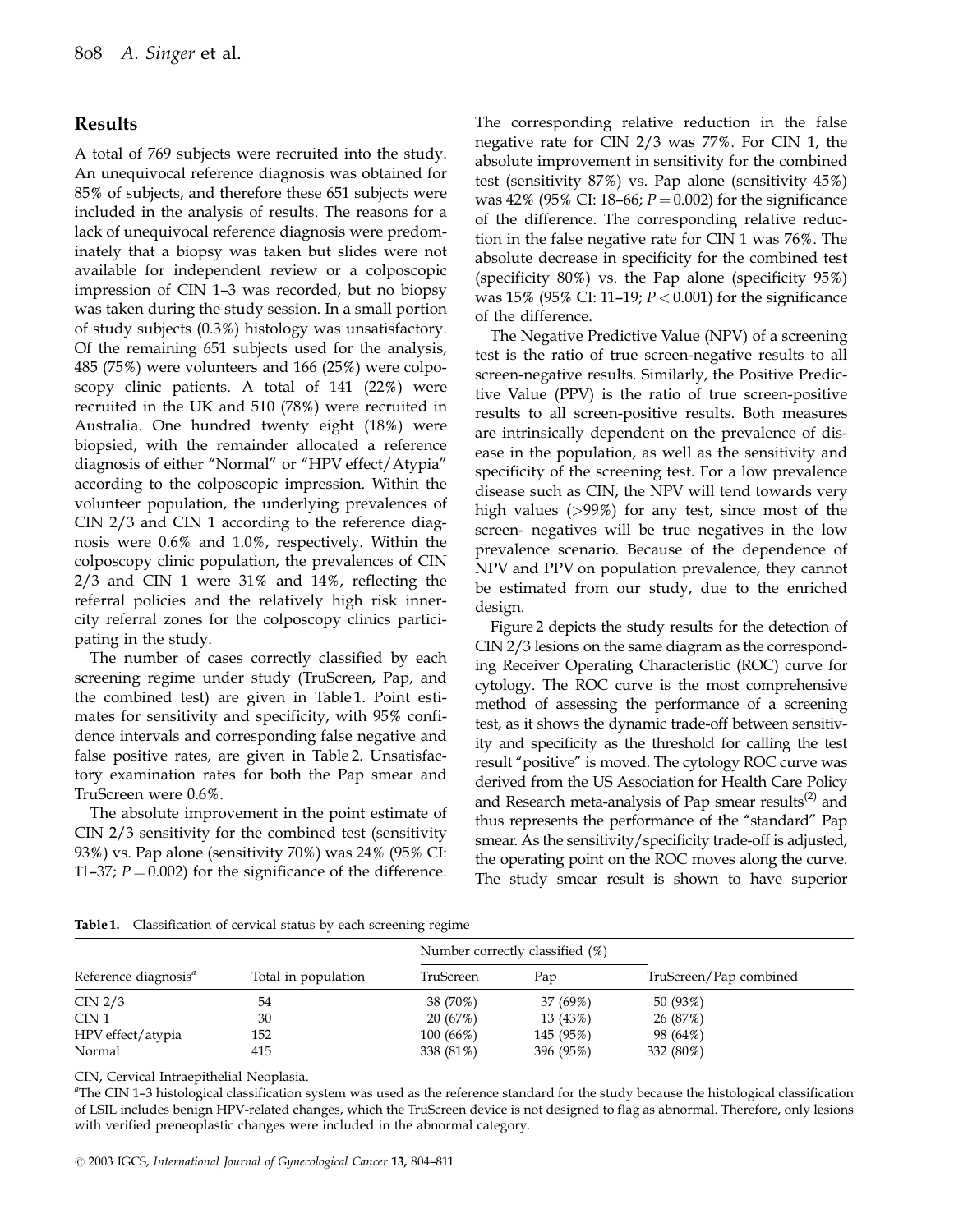## Results

A total of 769 subjects were recruited into the study. An unequivocal reference diagnosis was obtained for 85% of subjects, and therefore these 651 subjects were included in the analysis of results. The reasons for a lack of unequivocal reference diagnosis were predominately that a biopsy was taken but slides were not available for independent review or a colposcopic impression of CIN 1–3 was recorded, but no biopsy was taken during the study session. In a small portion of study subjects (0.3%) histology was unsatisfactory. Of the remaining 651 subjects used for the analysis, 485 (75%) were volunteers and 166 (25%) were colposcopy clinic patients. A total of 141 (22%) were recruited in the UK and 510 (78%) were recruited in Australia. One hundred twenty eight (18%) were biopsied, with the remainder allocated a reference diagnosis of either "Normal" or "HPV effect/Atypia" according to the colposcopic impression. Within the volunteer population, the underlying prevalences of CIN 2/3 and CIN 1 according to the reference diagnosis were 0.6% and 1.0%, respectively. Within the colposcopy clinic population, the prevalences of CIN 2/3 and CIN 1 were 31% and 14%, reflecting the referral policies and the relatively high risk inner-city referral zones for the colposcopy clinics participating in the study.

The number of cases correctly classified by each screening regime under study (TruScreen, Pap, and the combined test) are given in Table 1. Point estimates for sensitivity and specificity, with 95% confidence intervals and corresponding false negative and false positive rates, are given in Table 2. Unsatisfactory examination rates for both the Pap smear and TruScreen were 0.6%.

The absolute improvement in the point estimate of CIN 2/3 sensitivity for the combined test (sensitivity 93%) vs. Pap alone (sensitivity 70%) was 24% (95% CI: 11–37; $P = 0.002$) for the significance of the difference. The corresponding relative reduction in the false negative rate for CIN 2/3 was 77%. For CIN 1, the absolute improvement in sensitivity for the combined test (sensitivity 87%) vs. Pap alone (sensitivity 45%) was 42% (95% CI: 18–66; $P = 0.002$) for the significance of the difference. The corresponding relative reduction in the false negative rate for CIN 1 was 76%. The absolute decrease in specificity for the combined test (specificity 80%) vs. the Pap alone (specificity 95%) was 15% (95% CI: 11–19; $P < 0.001$) for the significance of the difference.

The Negative Predictive Value (NPV) of a screening test is the ratio of true screen-negative results to all screen-negative results. Similarly, the Positive Predictive Value (PPV) is the ratio of true screen-positive results to all screen-positive results. Both measures are intrinsically dependent on the prevalence of disease in the population, as well as the sensitivity and specificity of the screening test. For a low prevalence disease such as CIN, the NPV will tend towards very high values (>99%) for any test, since most of the screen- negatives will be true negatives in the low prevalence scenario. Because of the dependence of NPV and PPV on population prevalence, they cannot be estimated from our study, due to the enriched design.

Figure 2 depicts the study results for the detection of CIN 2/3 lesions on the same diagram as the corresponding Receiver Operating Characteristic (ROC) curve for cytology. The ROC curve is the most comprehensive method of assessing the performance of a screening test, as it shows the dynamic trade-off between sensitivity and specificity as the threshold for calling the test result "positive" is moved. The cytology ROC curve was derived from the US Association for Health Care Policy and Research meta-analysis of Pap smear results[2] and thus represents the performance of the "standard" Pap smear. As the sensitivity/specificity trade-off is adjusted, the operating point on the ROC moves along the curve. The study smear result is shown to have superior

**Table 1.** Classification of cervical status by each screening regime

| Reference diagnosis[a] | Total in population | Number correctly classified (%) | | |
|---|---|---|---|---|
| | | TruScreen | Pap | TruScreen/Pap combined |
| CIN 2/3 | 54 | 38 (70%) | 37 (69%) | 50 (93%) |
| CIN 1 | 30 | 20 (67%) | 13 (43%) | 26 (87%) |
| HPV effect/atypia | 152 | 100 (66%) | 145 (95%) | 98 (64%) |
| Normal | 415 | 338 (81%) | 396 (95%) | 332 (80%) |

CIN, Cervical Intraepithelial Neoplasia.

[a]The CIN 1–3 histological classification system was used as the reference standard for the study because the histological classification of LSIL includes benign HPV-related changes, which the TruScreen device is not designed to flag as abnormal. Therefore, only lesions with verified preneoplastic changes were included in the abnormal category.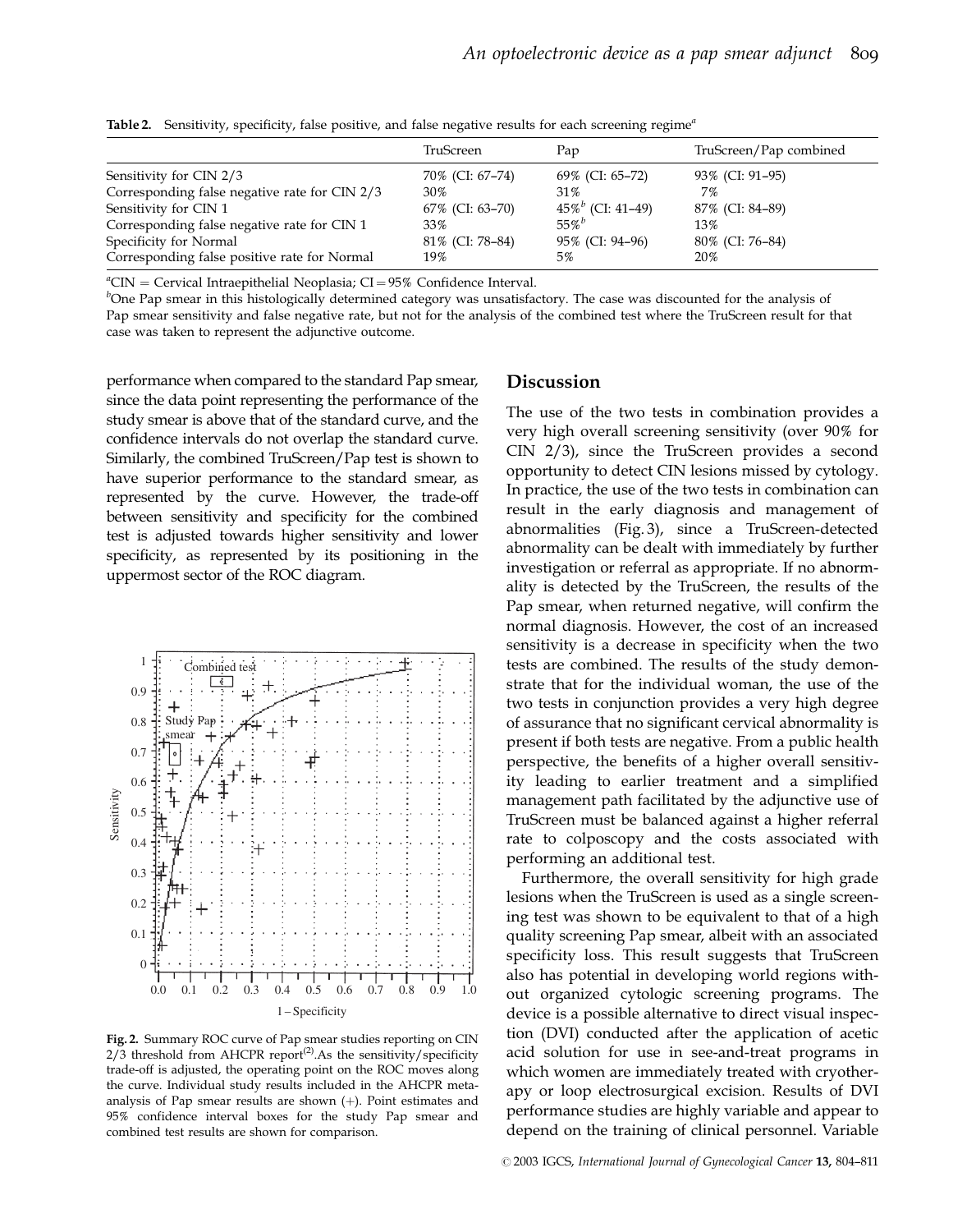**Table 2.** Sensitivity, specificity, false positive, and false negative results for each screening regime[a]

| | TruScreen | Pap | TruScreen/Pap combined |
|---|---|---|---|
| Sensitivity for CIN 2/3 | 70% (CI: 67–74) | 69% (CI: 65–72) | 93% (CI: 91–95) |
| Corresponding false negative rate for CIN 2/3 | 30% | 31% | 7% |
| Sensitivity for CIN 1 | 67% (CI: 63–70) | 45%[b] (CI: 41–49) | 87% (CI: 84–89) |
| Corresponding false negative rate for CIN 1 | 33% | 55%[b] | 13% |
| Specificity for Normal | 81% (CI: 78–84) | 95% (CI: 94–96) | 80% (CI: 76–84) |
| Corresponding false positive rate for Normal | 19% | 5% | 20% |

[a]CIN = Cervical Intraepithelial Neoplasia; CI = 95% Confidence Interval.

[b]One Pap smear in this histologically determined category was unsatisfactory. The case was discounted for the analysis of Pap smear sensitivity and false negative rate, but not for the analysis of the combined test where the TruScreen result for that case was taken to represent the adjunctive outcome.

performance when compared to the standard Pap smear, since the data point representing the performance of the study smear is above that of the standard curve, and the confidence intervals do not overlap the standard curve. Similarly, the combined TruScreen/Pap test is shown to have superior performance to the standard smear, as represented by the curve. However, the trade-off between sensitivity and specificity for the combined test is adjusted towards higher sensitivity and lower specificity, as represented by its positioning in the uppermost sector of the ROC diagram.

Combined test

Study Pap smear

Sensitivity

1 – Specificity

0, 0.1, 0.2, 0.3, 0.4, 0.5, 0.6, 0.7, 0.8, 0.9, 1

0.0, 0.1, 0.2, 0.3, 0.4, 0.5, 0.6, 0.7, 0.8, 0.9, 1.0

**Fig. 2.** Summary ROC curve of Pap smear studies reporting on CIN 2/3 threshold from AHCPR report[2]. As the sensitivity/specificity trade-off is adjusted, the operating point on the ROC moves along the curve. Individual study results included in the AHCPR meta-analysis of Pap smear results are shown (+). Point estimates and 95% confidence interval boxes for the study Pap smear and combined test results are shown for comparison.

## Discussion

The use of the two tests in combination provides a very high overall screening sensitivity (over 90% for CIN 2/3), since the TruScreen provides a second opportunity to detect CIN lesions missed by cytology. In practice, the use of the two tests in combination can result in the early diagnosis and management of abnormalities (Fig. 3), since a TruScreen-detected abnormality can be dealt with immediately by further investigation or referral as appropriate. If no abnormality is detected by the TruScreen, the results of the Pap smear, when returned negative, will confirm the normal diagnosis. However, the cost of an increased sensitivity is a decrease in specificity when the two tests are combined. The results of the study demonstrate that for the individual woman, the use of the two tests in conjunction provides a very high degree of assurance that no significant cervical abnormality is present if both tests are negative. From a public health perspective, the benefits of a higher overall sensitivity leading to earlier treatment and a simplified management path facilitated by the adjunctive use of TruScreen must be balanced against a higher referral rate to colposcopy and the costs associated with performing an additional test.

Furthermore, the overall sensitivity for high grade lesions when the TruScreen is used as a single screening test was shown to be equivalent to that of a high quality screening Pap smear, albeit with an associated specificity loss. This result suggests that TruScreen also has potential in developing world regions without organized cytologic screening programs. The device is a possible alternative to direct visual inspection (DVI) conducted after the application of acetic acid solution for use in see-and-treat programs in which women are immediately treated with cryotherapy or loop electrosurgical excision. Results of DVI performance studies are highly variable and appear to depend on the training of clinical personnel. Variable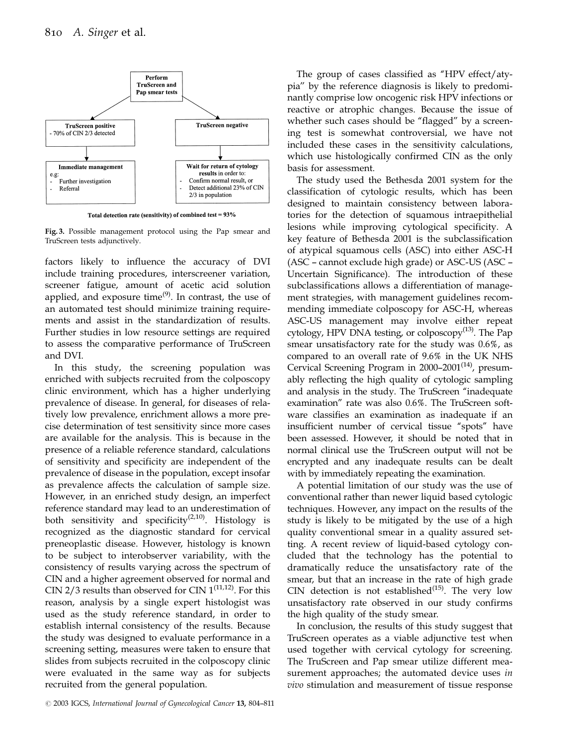Perform TruScreen and Pap smear tests

TruScreen positive
- 70% of CIN 2/3 detected

TruScreen negative

Immediate management
e.g:
- Further investigation
- Referral

Wait for return of cytology results in order to:
- Confirm normal result, or
- Detect additional 23% of CIN 2/3 in population

Total detection rate (sensitivity) of combined test = 93%

**Fig. 3.** Possible management protocol using the Pap smear and TruScreen tests adjunctively.

factors likely to influence the accuracy of DVI include training procedures, interscreener variation, screener fatigue, amount of acetic acid solution applied, and exposure time[9]. In contrast, the use of an automated test should minimize training requirements and assist in the standardization of results. Further studies in low resource settings are required to assess the comparative performance of TruScreen and DVI.

In this study, the screening population was enriched with subjects recruited from the colposcopy clinic environment, which has a higher underlying prevalence of disease. In general, for diseases of relatively low prevalence, enrichment allows a more precise determination of test sensitivity since more cases are available for the analysis. This is because in the presence of a reliable reference standard, calculations of sensitivity and specificity are independent of the prevalence of disease in the population, except insofar as prevalence affects the calculation of sample size. However, in an enriched study design, an imperfect reference standard may lead to an underestimation of both sensitivity and specificity[2,10]. Histology is recognized as the diagnostic standard for cervical preneoplastic disease. However, histology is known to be subject to interobserver variability, with the consistency of results varying across the spectrum of CIN and a higher agreement observed for normal and CIN 2/3 results than observed for CIN 1[11,12]. For this reason, analysis by a single expert histologist was used as the study reference standard, in order to establish internal consistency of the results. Because the study was designed to evaluate performance in a screening setting, measures were taken to ensure that slides from subjects recruited in the colposcopy clinic were evaluated in the same way as for subjects recruited from the general population.

The group of cases classified as "HPV effect/atypia" by the reference diagnosis is likely to predominantly comprise low oncogenic risk HPV infections or reactive or atrophic changes. Because the issue of whether such cases should be "flagged" by a screening test is somewhat controversial, we have not included these cases in the sensitivity calculations, which use histologically confirmed CIN as the only basis for assessment.

The study used the Bethesda 2001 system for the classification of cytologic results, which has been designed to maintain consistency between laboratories for the detection of squamous intraepithelial lesions while improving cytological specificity. A key feature of Bethesda 2001 is the subclassification of atypical squamous cells (ASC) into either ASC-H (ASC – cannot exclude high grade) or ASC-US (ASC – Uncertain Significance). The introduction of these subclassifications allows a differentiation of management strategies, with management guidelines recommending immediate colposcopy for ASC-H, whereas ASC-US management may involve either repeat cytology, HPV DNA testing, or colposcopy[13]. The Pap smear unsatisfactory rate for the study was 0.6%, as compared to an overall rate of 9.6% in the UK NHS Cervical Screening Program in 2000–2001[14], presumably reflecting the high quality of cytologic sampling and analysis in the study. The TruScreen "inadequate examination" rate was also 0.6%. The TruScreen software classifies an examination as inadequate if an insufficient number of cervical tissue "spots" have been assessed. However, it should be noted that in normal clinical use the TruScreen output will not be encrypted and any inadequate results can be dealt with by immediately repeating the examination.

A potential limitation of our study was the use of conventional rather than newer liquid based cytologic techniques. However, any impact on the results of the study is likely to be mitigated by the use of a high quality conventional smear in a quality assured setting. A recent review of liquid-based cytology concluded that the technology has the potential to dramatically reduce the unsatisfactory rate of the smear, but that an increase in the rate of high grade CIN detection is not established[15]. The very low unsatisfactory rate observed in our study confirms the high quality of the study smear.

In conclusion, the results of this study suggest that TruScreen operates as a viable adjunctive test when used together with cervical cytology for screening. The TruScreen and Pap smear utilize different measurement approaches; the automated device uses *in vivo* stimulation and measurement of tissue response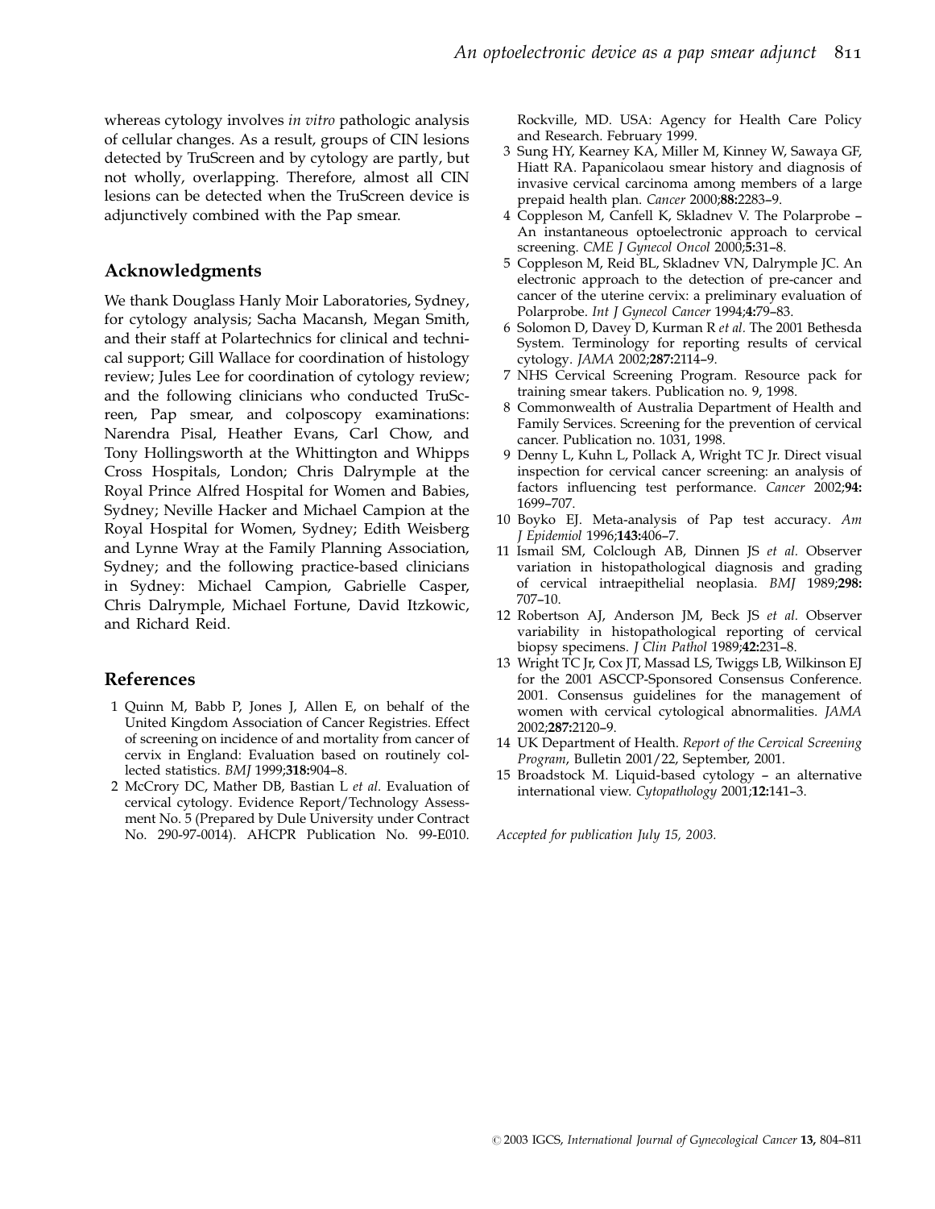whereas cytology involves *in vitro* pathologic analysis of cellular changes. As a result, groups of CIN lesions detected by TruScreen and by cytology are partly, but not wholly, overlapping. Therefore, almost all CIN lesions can be detected when the TruScreen device is adjunctively combined with the Pap smear.

## Acknowledgments

We thank Douglass Hanly Moir Laboratories, Sydney, for cytology analysis; Sacha Macansh, Megan Smith, and their staff at Polartechnics for clinical and technical support; Gill Wallace for coordination of histology review; Jules Lee for coordination of cytology review; and the following clinicians who conducted TruScreen, Pap smear, and colposcopy examinations: Narendra Pisal, Heather Evans, Carl Chow, and Tony Hollingsworth at the Whittington and Whipps Cross Hospitals, London; Chris Dalrymple at the Royal Prince Alfred Hospital for Women and Babies, Sydney; Neville Hacker and Michael Campion at the Royal Hospital for Women, Sydney; Edith Weisberg and Lynne Wray at the Family Planning Association, Sydney; and the following practice-based clinicians in Sydney: Michael Campion, Gabrielle Casper, Chris Dalrymple, Michael Fortune, David Itzkowic, and Richard Reid.

## References

1 Quinn M, Babb P, Jones J, Allen E, on behalf of the United Kingdom Association of Cancer Registries. Effect of screening on incidence of and mortality from cancer of cervix in England: Evaluation based on routinely collected statistics. *BMJ* 1999;**318:**904–8.

2 McCrory DC, Mather DB, Bastian L *et al.* Evaluation of cervical cytology. Evidence Report/Technology Assessment No. 5 (Prepared by Dule University under Contract No. 290-97-0014). AHCPR Publication No. 99-E010. Rockville, MD. USA: Agency for Health Care Policy and Research. February 1999.

3 Sung HY, Kearney KA, Miller M, Kinney W, Sawaya GF, Hiatt RA. Papanicolaou smear history and diagnosis of invasive cervical carcinoma among members of a large prepaid health plan. *Cancer* 2000;**88:**2283–9.

4 Coppleson M, Canfell K, Skladnev V. The Polarprobe – An instantaneous optoelectronic approach to cervical screening. *CME J Gynecol Oncol* 2000;**5:**31–8.

5 Coppleson M, Reid BL, Skladnev VN, Dalrymple JC. An electronic approach to the detection of pre-cancer and cancer of the uterine cervix: a preliminary evaluation of Polarprobe. *Int J Gynecol Cancer* 1994;**4:**79–83.

6 Solomon D, Davey D, Kurman R *et al.* The 2001 Bethesda System. Terminology for reporting results of cervical cytology. *JAMA* 2002;**287:**2114–9.

7 NHS Cervical Screening Program. Resource pack for training smear takers. Publication no. 9, 1998.

8 Commonwealth of Australia Department of Health and Family Services. Screening for the prevention of cervical cancer. Publication no. 1031, 1998.

9 Denny L, Kuhn L, Pollack A, Wright TC Jr. Direct visual inspection for cervical cancer screening: an analysis of factors influencing test performance. *Cancer* 2002;**94:** 1699–707.

10 Boyko EJ. Meta-analysis of Pap test accuracy. *Am J Epidemiol* 1996;**143:**406–7.

11 Ismail SM, Colclough AB, Dinnen JS *et al.* Observer variation in histopathological diagnosis and grading of cervical intraepithelial neoplasia. *BMJ* 1989;**298:** 707–10.

12 Robertson AJ, Anderson JM, Beck JS *et al.* Observer variability in histopathological reporting of cervical biopsy specimens. *J Clin Pathol* 1989;**42:**231–8.

13 Wright TC Jr, Cox JT, Massad LS, Twiggs LB, Wilkinson EJ for the 2001 ASCCP-Sponsored Consensus Conference. 2001. Consensus guidelines for the management of women with cervical cytological abnormalities. *JAMA* 2002;**287:**2120–9.

14 UK Department of Health. *Report of the Cervical Screening Program*, Bulletin 2001/22, September, 2001.

15 Broadstock M. Liquid-based cytology – an alternative international view. *Cytopathology* 2001;**12:**141–3.

*Accepted for publication July 15, 2003.*